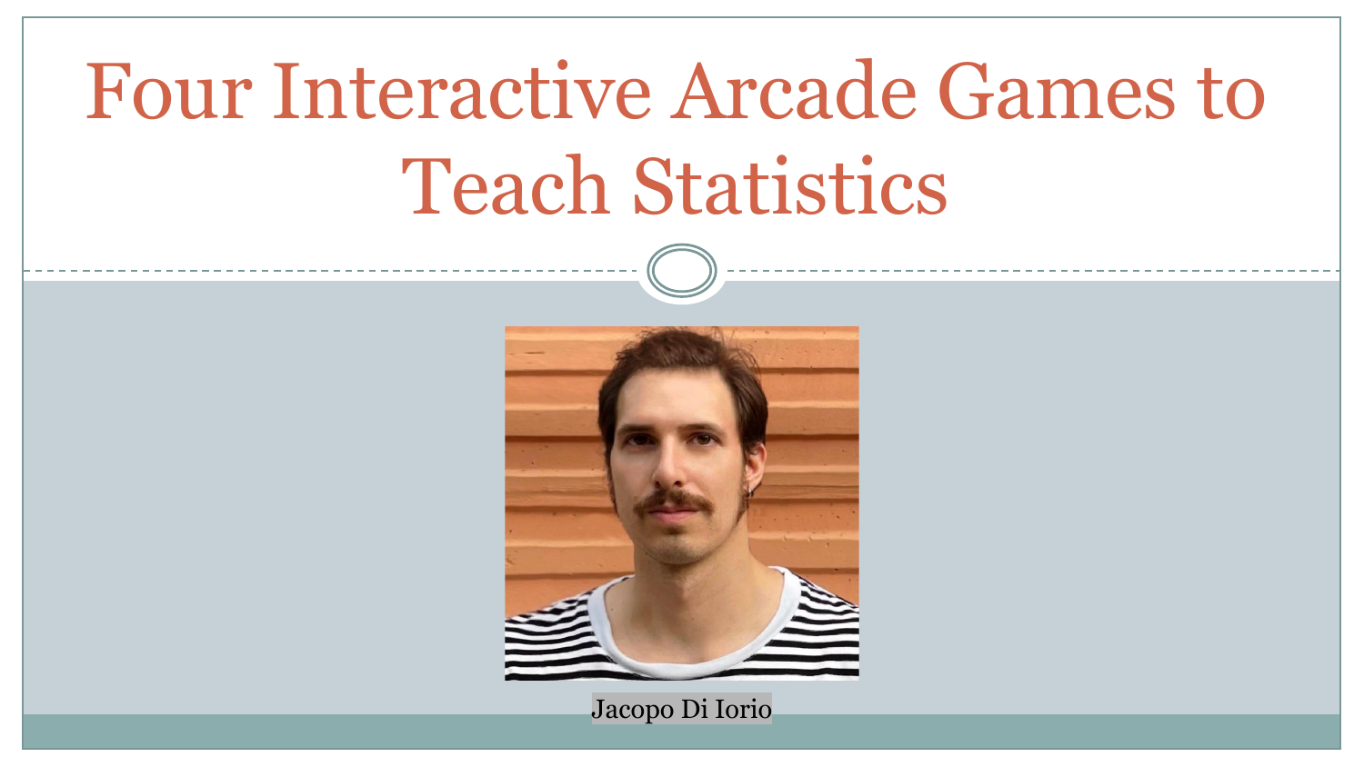# Four Interactive Arcade Games to Teach Statistics

Jacopo Di Iorio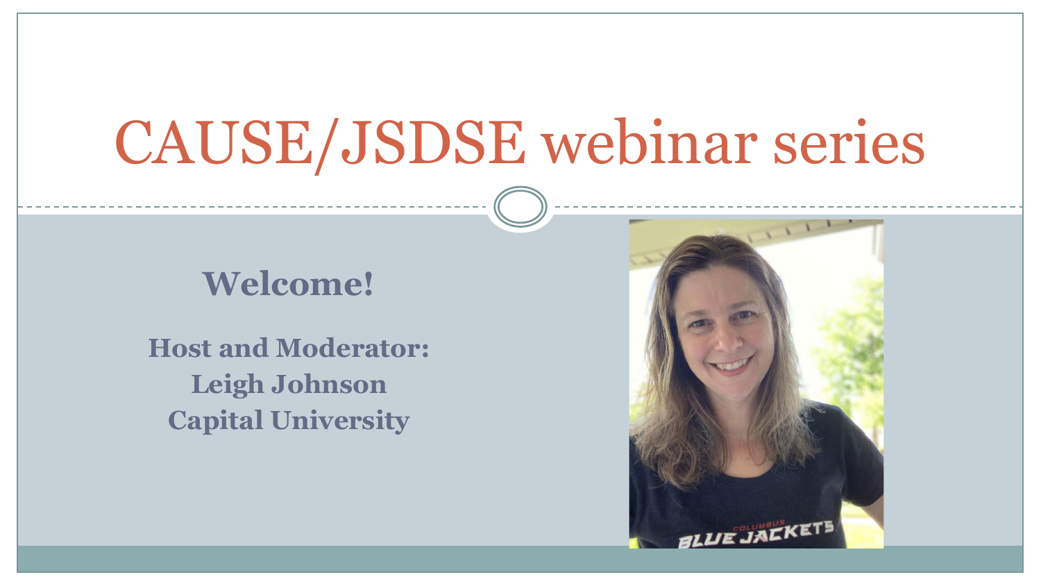# CAUSE/JSDSE webinar series

## Welcome!

**Host and Moderator:**
**Leigh Johnson**
**Capital University**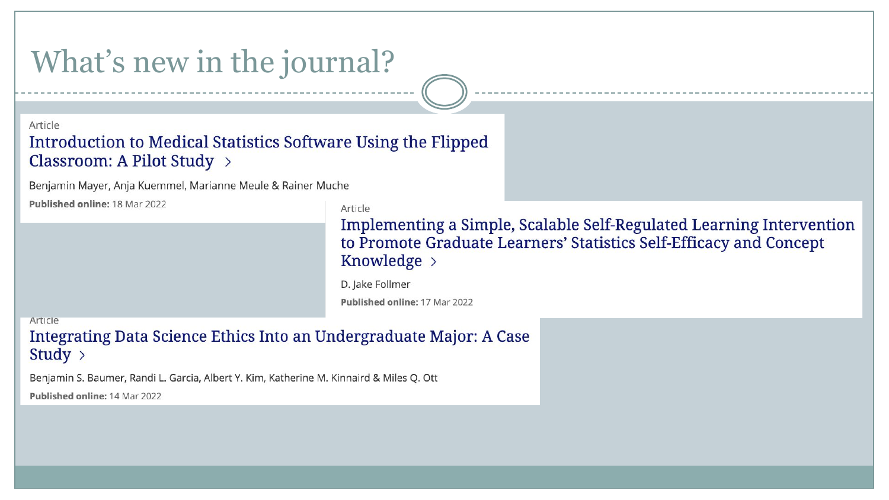# What's new in the journal?

Article

## Introduction to Medical Statistics Software Using the Flipped Classroom: A Pilot Study >

Benjamin Mayer, Anja Kuemmel, Marianne Meule & Rainer Muche

**Published online:** 18 Mar 2022

Article

## Implementing a Simple, Scalable Self-Regulated Learning Intervention to Promote Graduate Learners' Statistics Self-Efficacy and Concept Knowledge >

D. Jake Follmer

**Published online:** 17 Mar 2022

Article

## Integrating Data Science Ethics Into an Undergraduate Major: A Case Study >

Benjamin S. Baumer, Randi L. Garcia, Albert Y. Kim, Katherine M. Kinnaird & Miles Q. Ott

**Published online:** 14 Mar 2022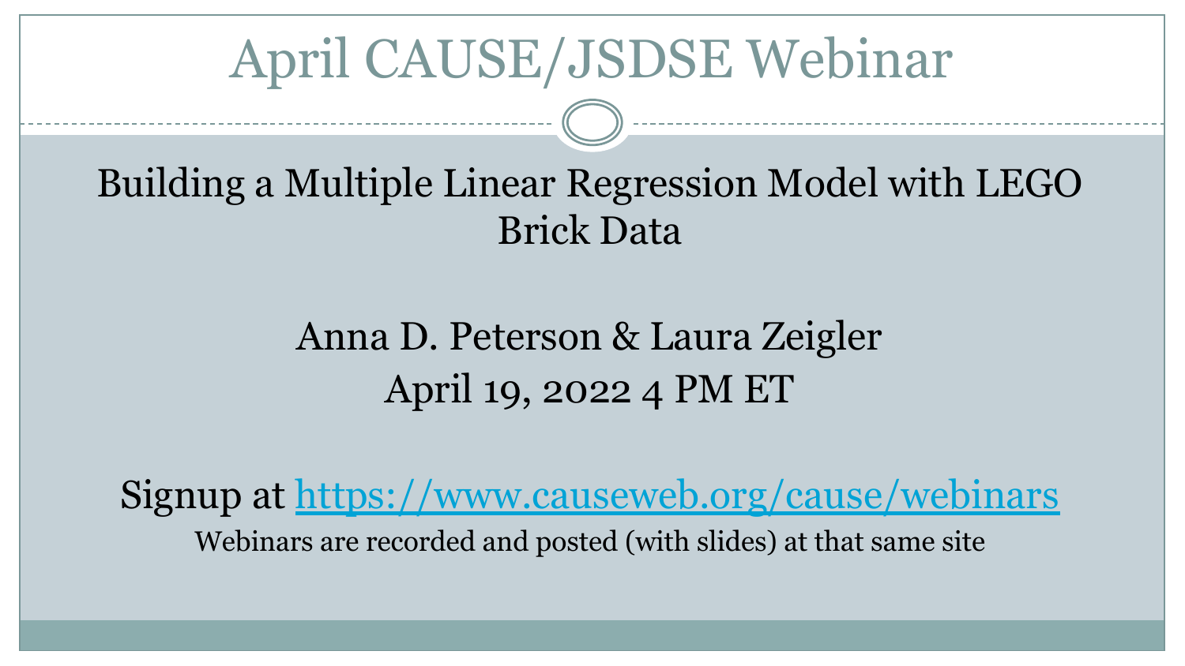# April CAUSE/JSDSE Webinar

Building a Multiple Linear Regression Model with LEGO Brick Data

Anna D. Peterson & Laura Zeigler

April 19, 2022 4 PM ET

Signup at https://www.causeweb.org/cause/webinars

Webinars are recorded and posted (with slides) at that same site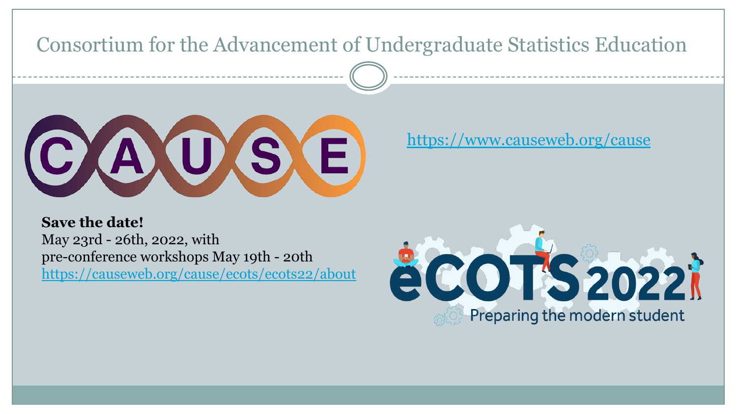# Consortium for the Advancement of Undergraduate Statistics Education

CAUSE

https://www.causeweb.org/cause

**Save the date!**
May 23rd - 26th, 2022, with
pre-conference workshops May 19th - 20th
https://causeweb.org/cause/ecots/ecots22/about

eCOTS 2022
Preparing the modern student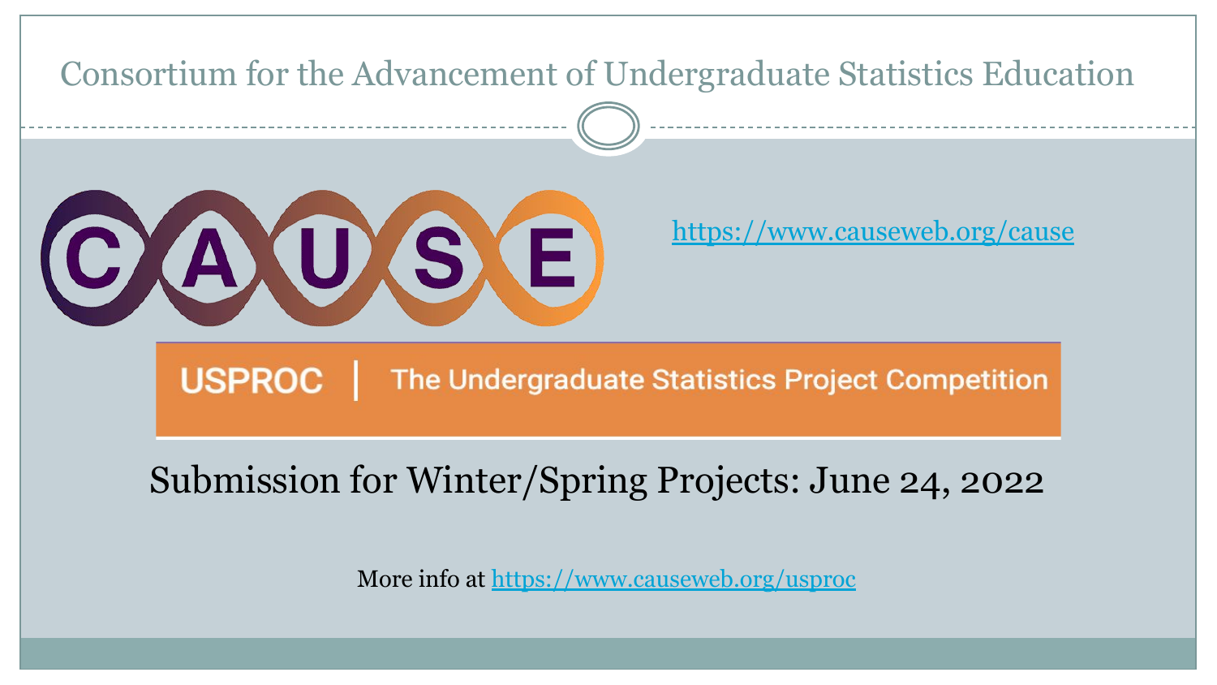# Consortium for the Advancement of Undergraduate Statistics Education

CAUSE

https://www.causeweb.org/cause

USPROC | The Undergraduate Statistics Project Competition

Submission for Winter/Spring Projects: June 24, 2022

More info at https://www.causeweb.org/usproc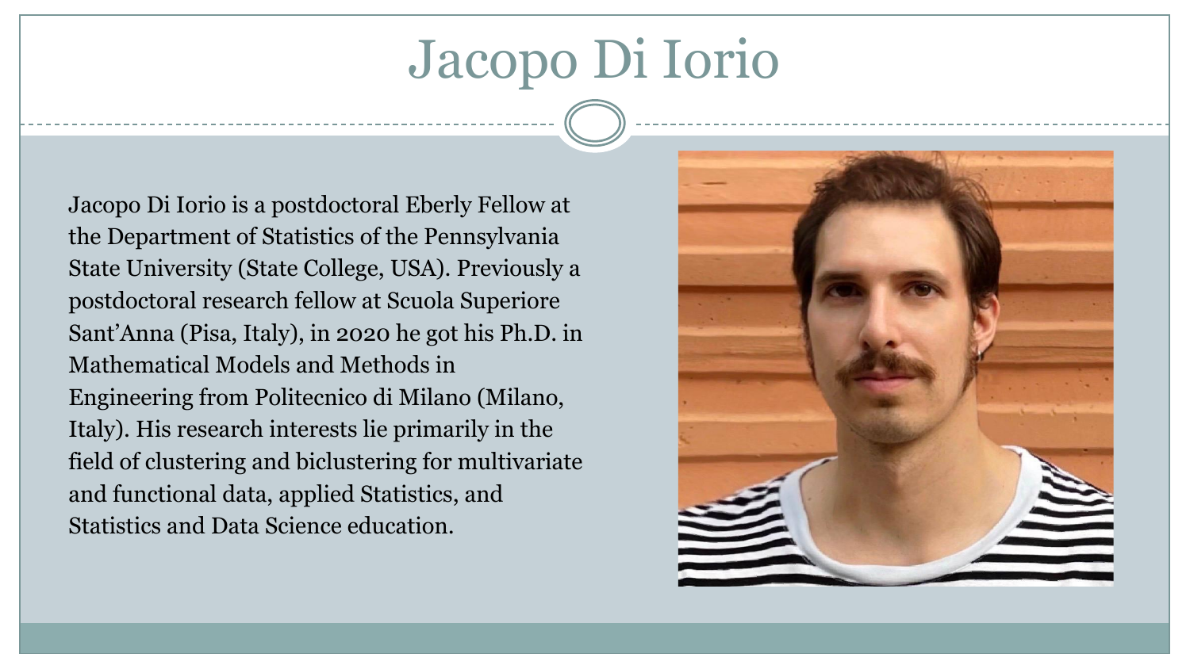# Jacopo Di Iorio

Jacopo Di Iorio is a postdoctoral Eberly Fellow at the Department of Statistics of the Pennsylvania State University (State College, USA). Previously a postdoctoral research fellow at Scuola Superiore Sant'Anna (Pisa, Italy), in 2020 he got his Ph.D. in Mathematical Models and Methods in Engineering from Politecnico di Milano (Milano, Italy). His research interests lie primarily in the field of clustering and biclustering for multivariate and functional data, applied Statistics, and Statistics and Data Science education.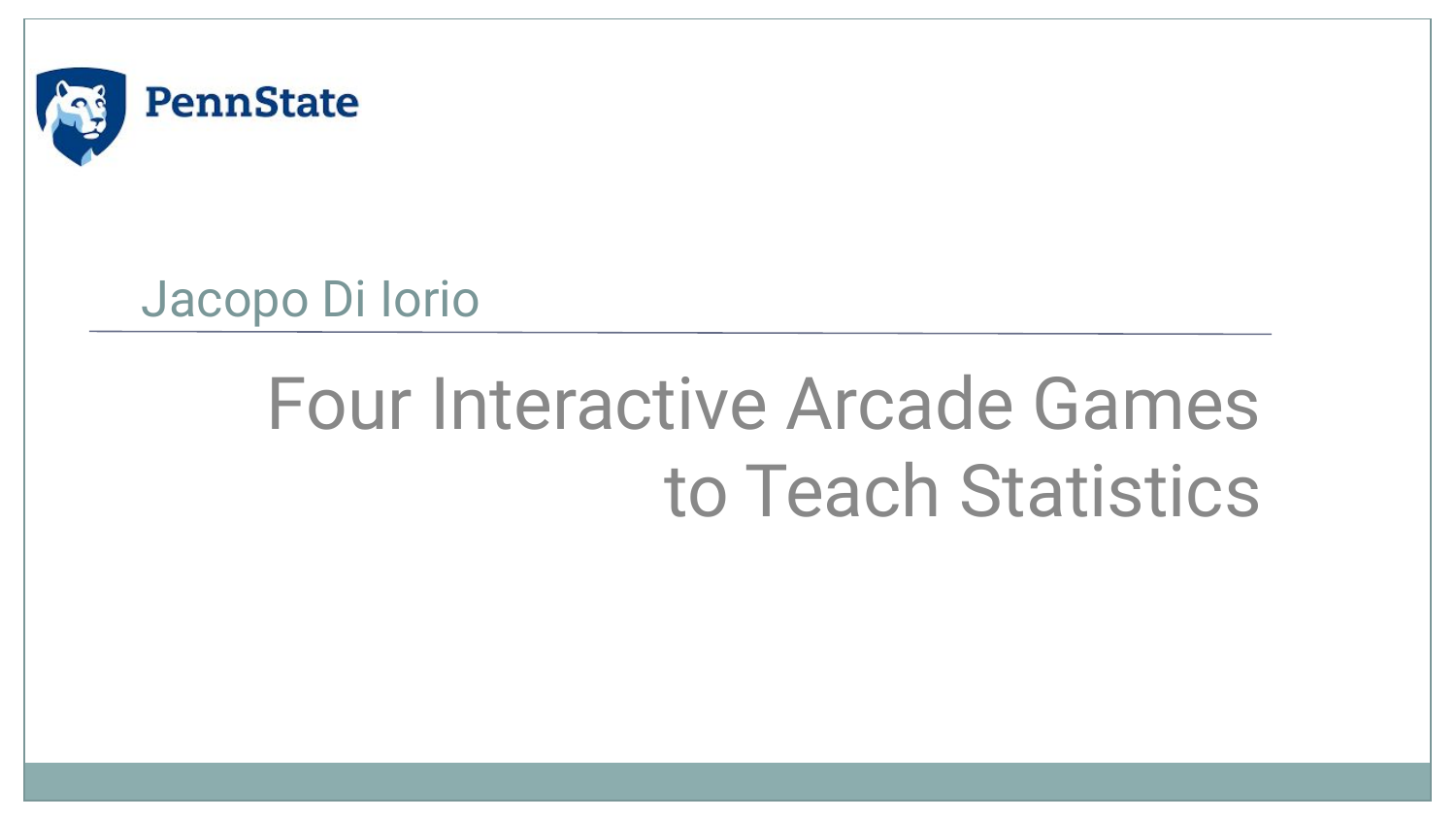PennState

Jacopo Di Iorio

# Four Interactive Arcade Games to Teach Statistics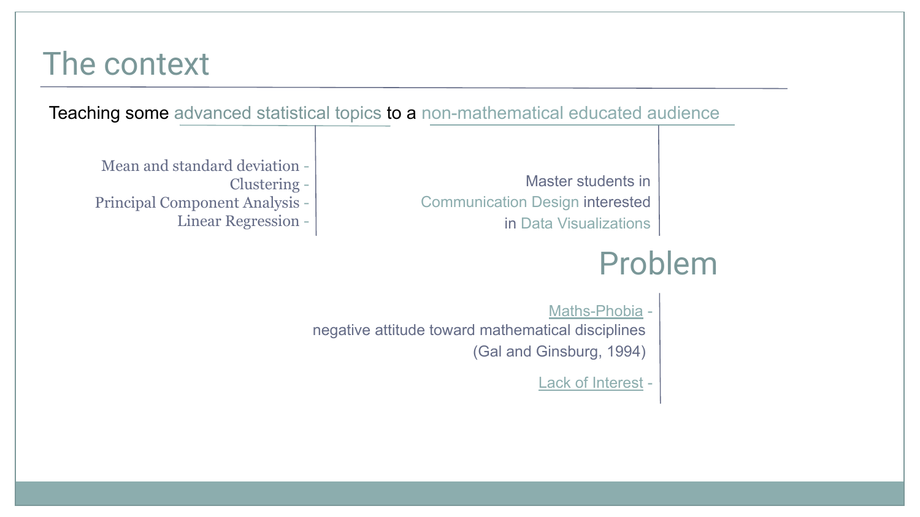# The context

Teaching some advanced statistical topics to a non-mathematical educated audience

- Mean and standard deviation
- Clustering
- Principal Component Analysis
- Linear Regression

Master students in Communication Design interested in Data Visualizations

## Problem

- Maths-Phobia - negative attitude toward mathematical disciplines (Gal and Ginsburg, 1994)
- Lack of Interest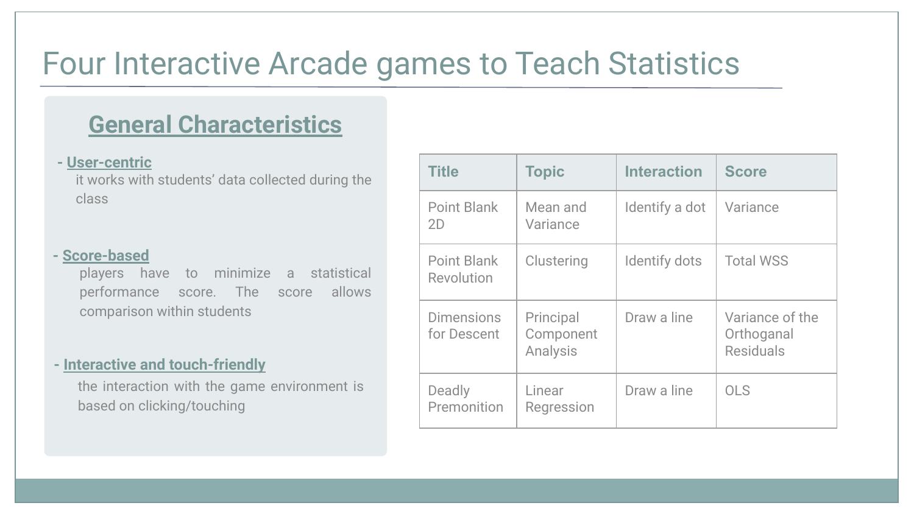# Four Interactive Arcade games to Teach Statistics

## General Characteristics

- **User-centric**
  it works with students' data collected during the class

- **Score-based**
  players have to minimize a statistical performance score. The score allows comparison within students

- **Interactive and touch-friendly**
  the interaction with the game environment is based on clicking/touching

| Title | Topic | Interaction | Score |
|---|---|---|---|
| Point Blank 2D | Mean and Variance | Identify a dot | Variance |
| Point Blank Revolution | Clustering | Identify dots | Total WSS |
| Dimensions for Descent | Principal Component Analysis | Draw a line | Variance of the Orthoganal Residuals |
| Deadly Premonition | Linear Regression | Draw a line | OLS |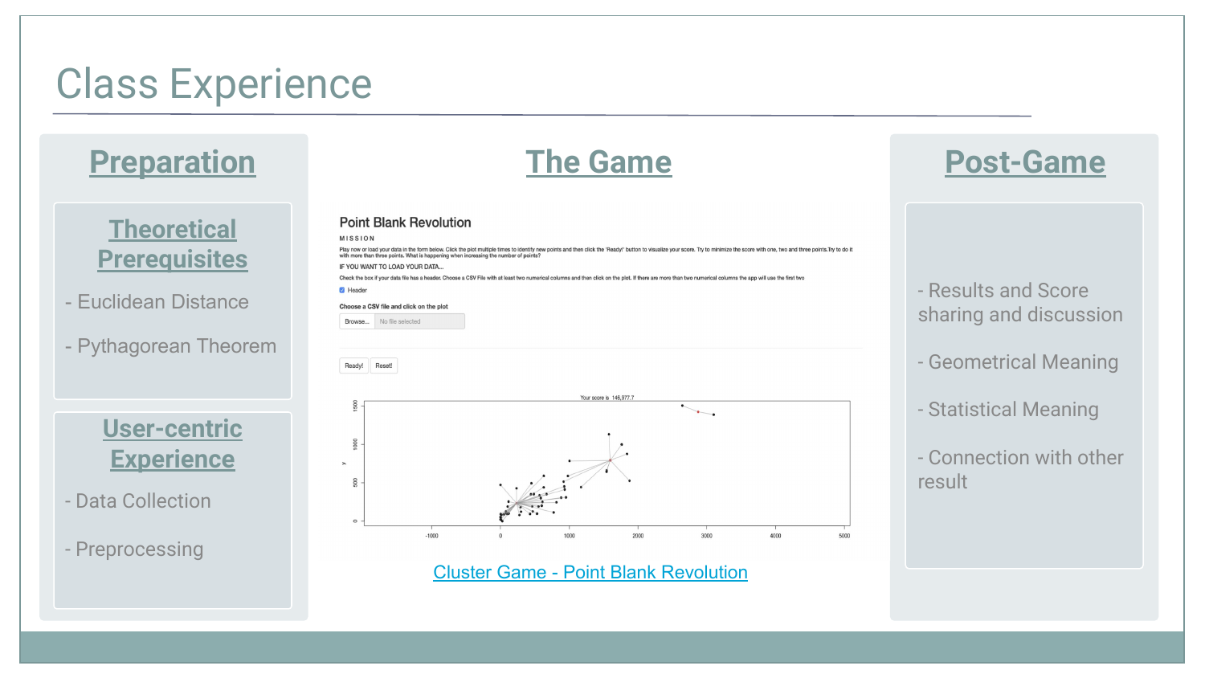# Class Experience

## Preparation

### Theoretical Prerequisites

- Euclidean Distance
- Pythagorean Theorem

### User-centric Experience

- Data Collection
- Preprocessing

## The Game

**Point Blank Revolution**

MISSION

Play now or load your data in the form below. Click the plot multiple times to identify new points and then click the 'Ready!' button to visualize your score. Try to minimize the score with one, two and three points.Try to do it with more than three points. What is happening when increasing the number of points?

IF YOU WANT TO LOAD YOUR DATA...

Check the box if your data file has a header. Choose a CSV File with at least two numerical columns and then click on the plot. If there are more than two numerical columns the app will use the first two

Header

Choose a CSV file and click on the plot

Browse... No file selected

Ready! Reset!

Your score is 146,977.7

Cluster Game - Point Blank Revolution

## Post-Game

- Results and Score sharing and discussion
- Geometrical Meaning
- Statistical Meaning
- Connection with other result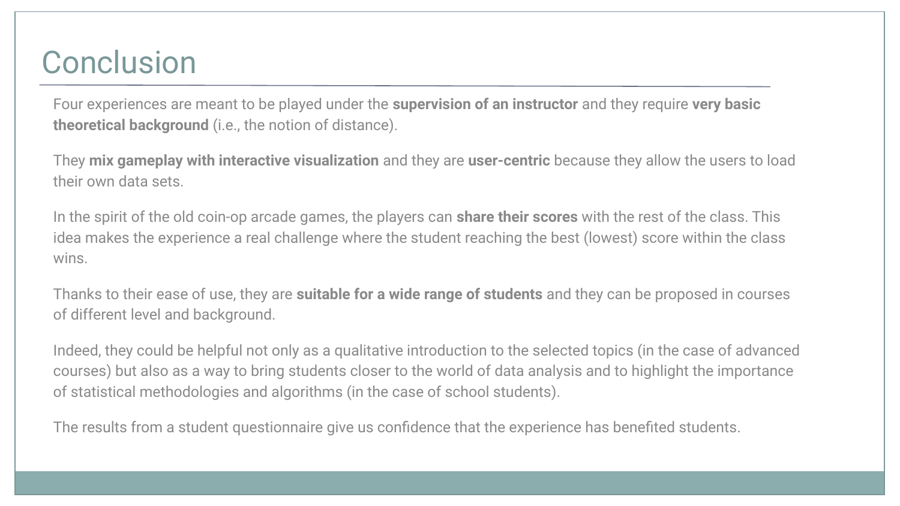# Conclusion

Four experiences are meant to be played under the **supervision of an instructor** and they require **very basic theoretical background** (i.e., the notion of distance).

They **mix gameplay with interactive visualization** and they are **user-centric** because they allow the users to load their own data sets.

In the spirit of the old coin-op arcade games, the players can **share their scores** with the rest of the class. This idea makes the experience a real challenge where the student reaching the best (lowest) score within the class wins.

Thanks to their ease of use, they are **suitable for a wide range of students** and they can be proposed in courses of different level and background.

Indeed, they could be helpful not only as a qualitative introduction to the selected topics (in the case of advanced courses) but also as a way to bring students closer to the world of data analysis and to highlight the importance of statistical methodologies and algorithms (in the case of school students).

The results from a student questionnaire give us confidence that the experience has benefited students.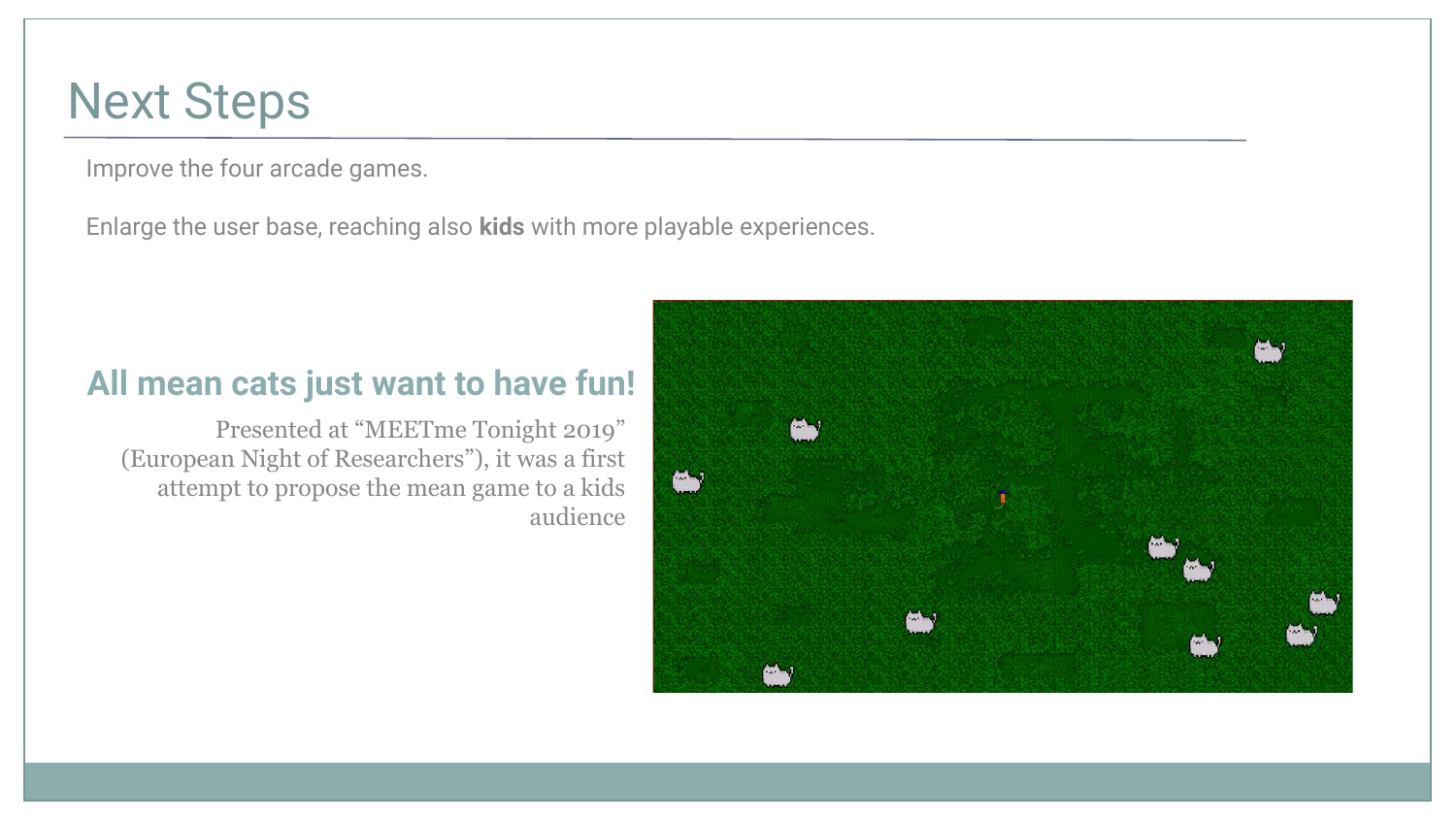# Next Steps

Improve the four arcade games.

Enlarge the user base, reaching also **kids** with more playable experiences.

## All mean cats just want to have fun!

Presented at "MEETme Tonight 2019" (European Night of Researchers"), it was a first attempt to propose the mean game to a kids audience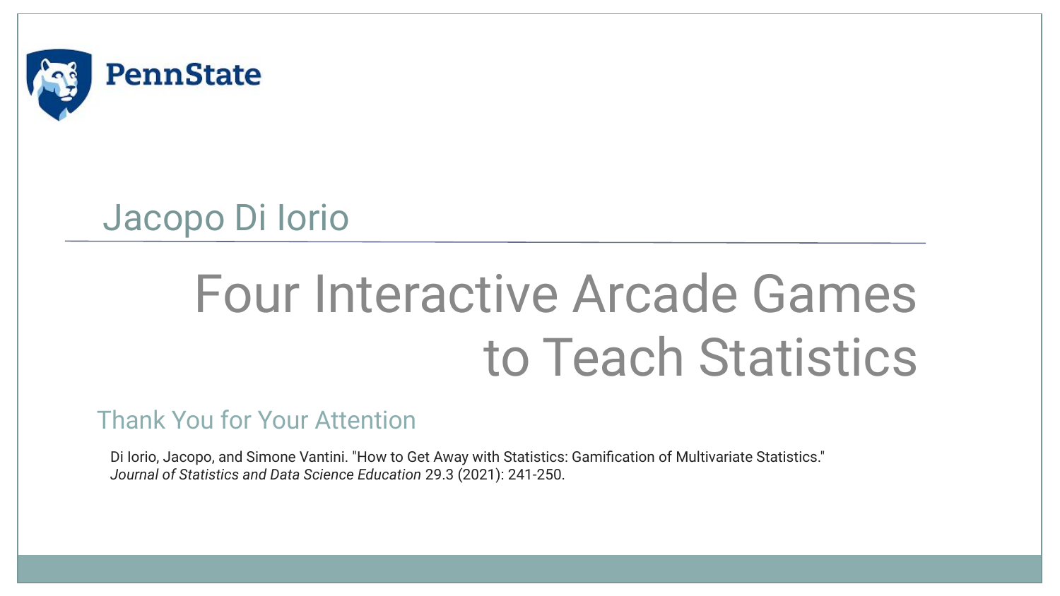PennState

Jacopo Di Iorio

# Four Interactive Arcade Games to Teach Statistics

## Thank You for Your Attention

Di Iorio, Jacopo, and Simone Vantini. "How to Get Away with Statistics: Gamification of Multivariate Statistics." *Journal of Statistics and Data Science Education* 29.3 (2021): 241-250.